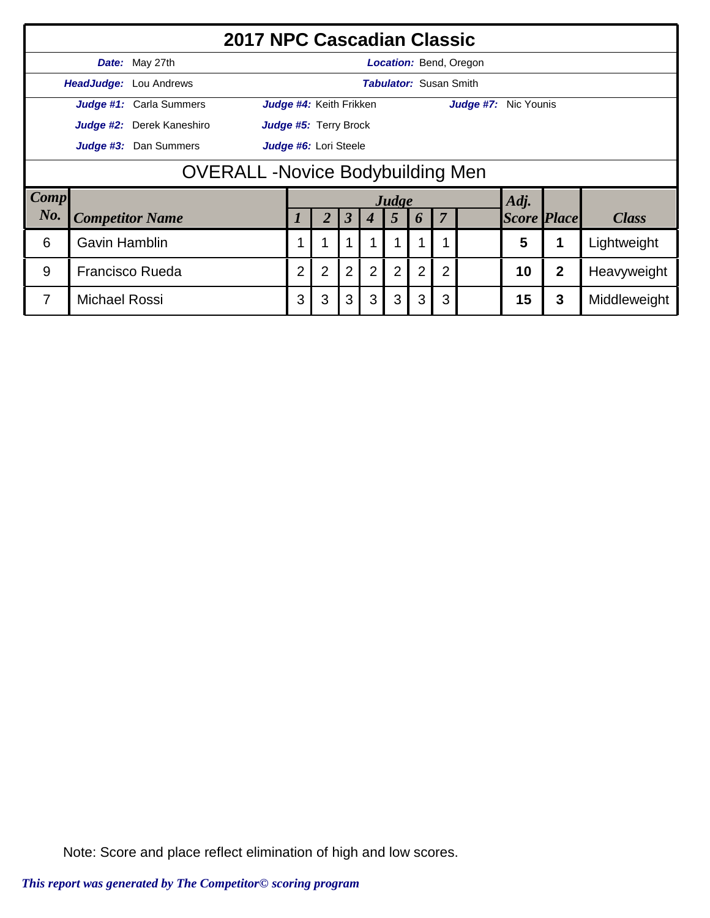# 2017 NPC Cascadian Classic

| | | | |
|---|---|---|---|
| ***Date:*** May 27th | | ***Location:*** Bend, Oregon | |
| ***HeadJudge:*** Lou Andrews | | ***Tabulator:*** Susan Smith | |
| ***Judge #1:*** Carla Summers | ***Judge #4:*** Keith Frikken | ***Judge #7:*** Nic Younis | |
| ***Judge #2:*** Derek Kaneshiro | ***Judge #5:*** Terry Brock | | |
| ***Judge #3:*** Dan Summers | ***Judge #6:*** Lori Steele | | |

## OVERALL -Novice Bodybuilding Men

| *Comp No.* | *Competitor Name* | Judge 1 | 2 | 3 | 4 | 5 | 6 | 7 | | *Adj. Score* | *Place* | *Class* |
|---|---|---|---|---|---|---|---|---|---|---|---|---|
| 6 | Gavin Hamblin | 1 | 1 | 1 | 1 | 1 | 1 | 1 | | **5** | **1** | Lightweight |
| 9 | Francisco Rueda | 2 | 2 | 2 | 2 | 2 | 2 | 2 | | **10** | **2** | Heavyweight |
| 7 | Michael Rossi | 3 | 3 | 3 | 3 | 3 | 3 | 3 | | **15** | **3** | Middleweight |

Note: Score and place reflect elimination of high and low scores.

*This report was generated by The Competitor© scoring program*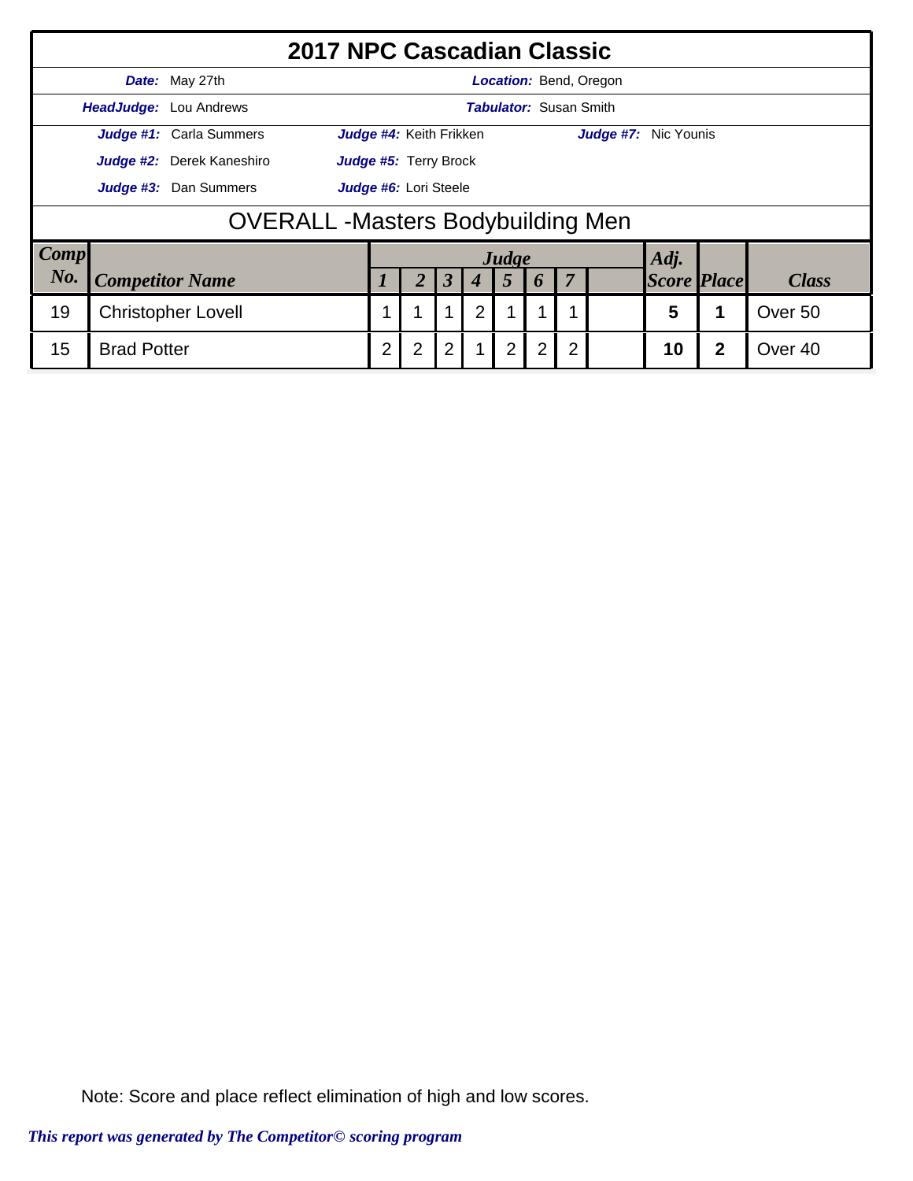# 2017 NPC Cascadian Classic

**Date:** May 27th

**Location:** Bend, Oregon

**HeadJudge:** Lou Andrews

**Tabulator:** Susan Smith

**Judge #1:** Carla Summers

**Judge #2:** Derek Kaneshiro

**Judge #3:** Dan Summers

**Judge #4:** Keith Frikken

**Judge #5:** Terry Brock

**Judge #6:** Lori Steele

**Judge #7:** Nic Younis

## OVERALL -Masters Bodybuilding Men

| Comp No. | Competitor Name | Judge 1 | 2 | 3 | 4 | 5 | 6 | 7 | | Adj. Score | Place | Class |
|---|---|---|---|---|---|---|---|---|---|---|---|---|
| 19 | Christopher Lovell | 1 | 1 | 1 | 2 | 1 | 1 | 1 | | **5** | **1** | Over 50 |
| 15 | Brad Potter | 2 | 2 | 2 | 1 | 2 | 2 | 2 | | **10** | **2** | Over 40 |

Note: Score and place reflect elimination of high and low scores.

*This report was generated by The Competitor© scoring program*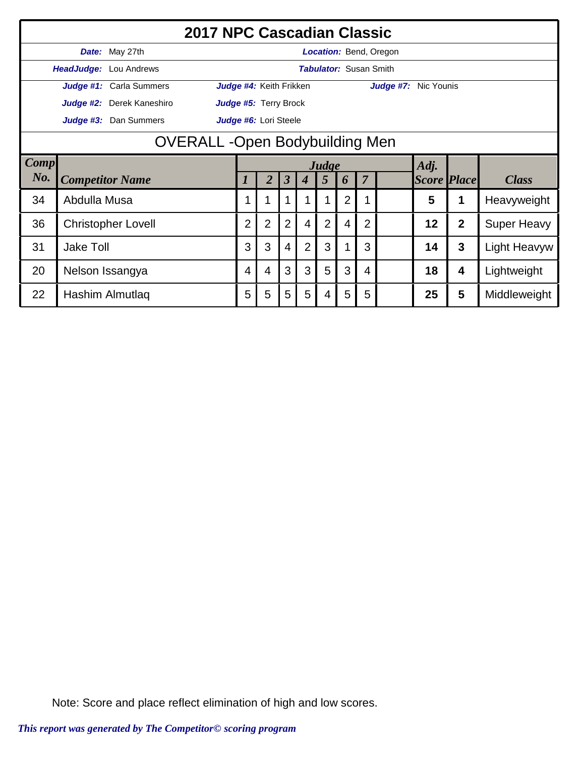# 2017 NPC Cascadian Classic

**Date:** May 27th | **Location:** Bend, Oregon

**HeadJudge:** Lou Andrews | **Tabulator:** Susan Smith

**Judge #1:** Carla Summers | **Judge #4:** Keith Frikken | **Judge #7:** Nic Younis

**Judge #2:** Derek Kaneshiro | **Judge #5:** Terry Brock

**Judge #3:** Dan Summers | **Judge #6:** Lori Steele

## OVERALL -Open Bodybuilding Men

| Comp No. | Competitor Name | Judge 1 | 2 | 3 | 4 | 5 | 6 | 7 | | Adj. Score | Place | Class |
|---|---|---|---|---|---|---|---|---|---|---|---|---|
| 34 | Abdulla Musa | 1 | 1 | 1 | 1 | 1 | 2 | 1 | | 5 | 1 | Heavyweight |
| 36 | Christopher Lovell | 2 | 2 | 2 | 4 | 2 | 4 | 2 | | 12 | 2 | Super Heavy |
| 31 | Jake Toll | 3 | 3 | 4 | 2 | 3 | 1 | 3 | | 14 | 3 | Light Heavyw |
| 20 | Nelson Issangya | 4 | 4 | 3 | 3 | 5 | 3 | 4 | | 18 | 4 | Lightweight |
| 22 | Hashim Almutlaq | 5 | 5 | 5 | 5 | 4 | 5 | 5 | | 25 | 5 | Middleweight |

Note: Score and place reflect elimination of high and low scores.

*This report was generated by The Competitor© scoring program*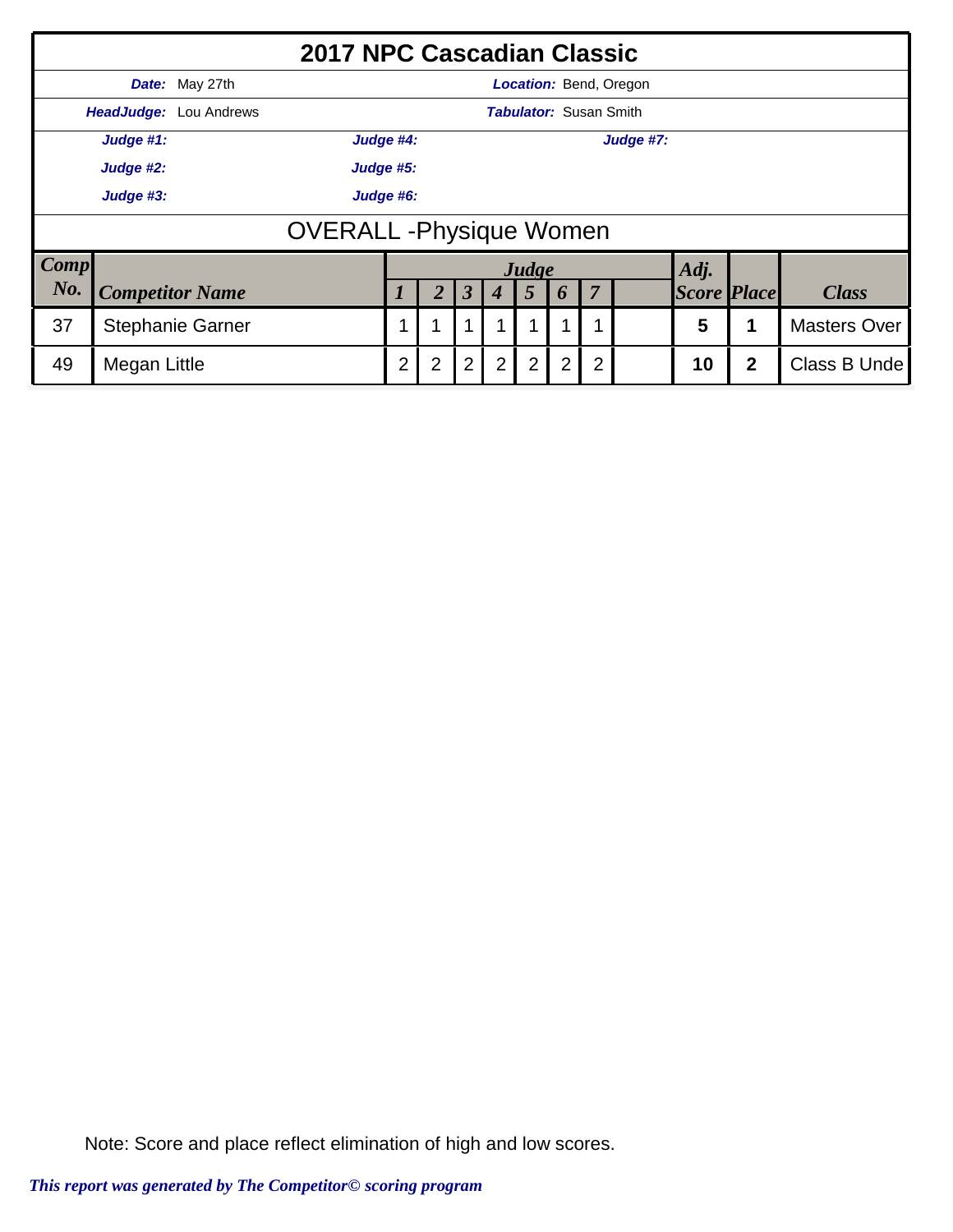# 2017 NPC Cascadian Classic

**Date:** May 27th | **Location:** Bend, Oregon

**HeadJudge:** Lou Andrews | **Tabulator:** Susan Smith

**Judge #1:** | **Judge #4:** | **Judge #7:**

**Judge #2:** | **Judge #5:**

**Judge #3:** | **Judge #6:**

## OVERALL -Physique Women

| Comp No. | Competitor Name | Judge 1 | 2 | 3 | 4 | 5 | 6 | 7 | | Adj. Score | Place | Class |
|---|---|---|---|---|---|---|---|---|---|---|---|---|
| 37 | Stephanie Garner | 1 | 1 | 1 | 1 | 1 | 1 | 1 | | **5** | **1** | Masters Over |
| 49 | Megan Little | 2 | 2 | 2 | 2 | 2 | 2 | 2 | | **10** | **2** | Class B Unde |

Note: Score and place reflect elimination of high and low scores.

*This report was generated by The Competitor© scoring program*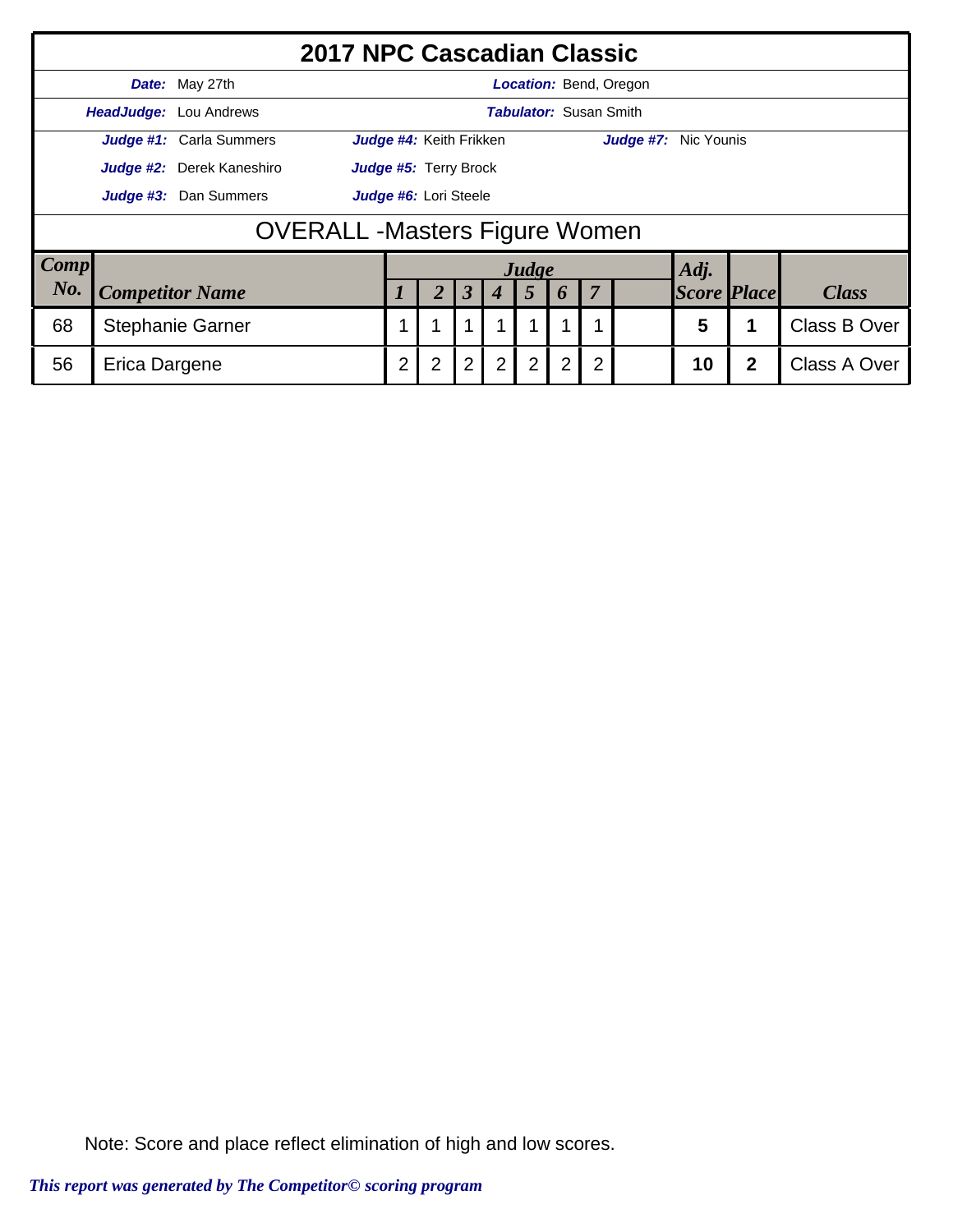# 2017 NPC Cascadian Classic

**Date:** May 27th | **Location:** Bend, Oregon

**HeadJudge:** Lou Andrews | **Tabulator:** Susan Smith

**Judge #1:** Carla Summers | **Judge #4:** Keith Frikken | **Judge #7:** Nic Younis

**Judge #2:** Derek Kaneshiro | **Judge #5:** Terry Brock

**Judge #3:** Dan Summers | **Judge #6:** Lori Steele

## OVERALL -Masters Figure Women

| Comp No. | Competitor Name | Judge 1 | 2 | 3 | 4 | 5 | 6 | 7 | | Adj. Score | Place | Class |
|---|---|---|---|---|---|---|---|---|---|---|---|---|
| 68 | Stephanie Garner | 1 | 1 | 1 | 1 | 1 | 1 | 1 | | 5 | 1 | Class B Over |
| 56 | Erica Dargene | 2 | 2 | 2 | 2 | 2 | 2 | 2 | | 10 | 2 | Class A Over |

Note: Score and place reflect elimination of high and low scores.

*This report was generated by The Competitor© scoring program*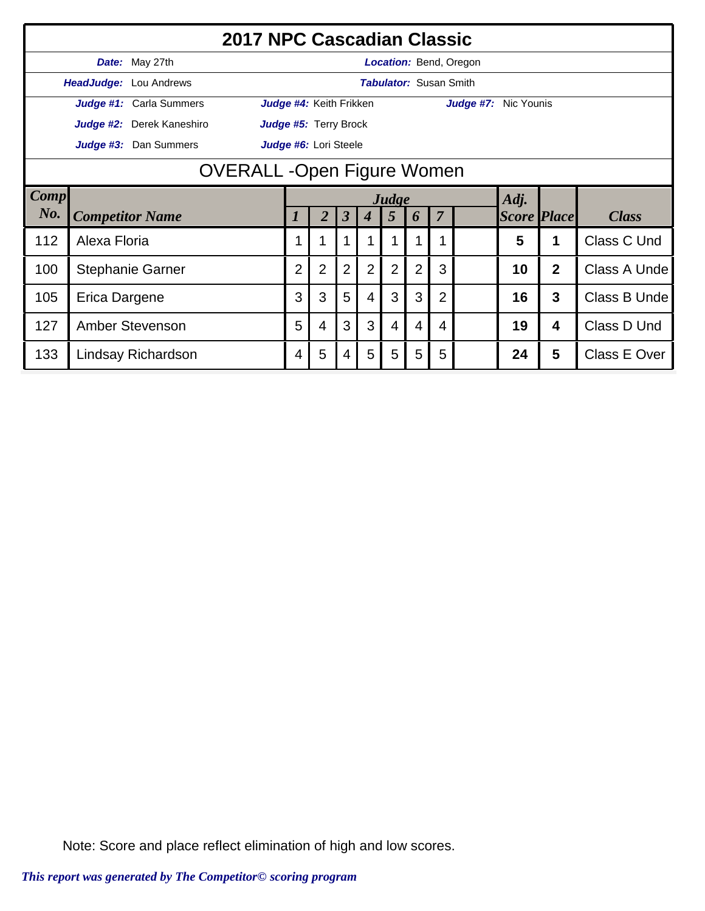# 2017 NPC Cascadian Classic

**Date:** May 27th
**Location:** Bend, Oregon

**HeadJudge:** Lou Andrews
**Tabulator:** Susan Smith

**Judge #1:** Carla Summers
**Judge #2:** Derek Kaneshiro
**Judge #3:** Dan Summers
**Judge #4:** Keith Frikken
**Judge #5:** Terry Brock
**Judge #6:** Lori Steele
**Judge #7:** Nic Younis

## OVERALL -Open Figure Women

| Comp No. | Competitor Name | Judge 1 | 2 | 3 | 4 | 5 | 6 | 7 | | Adj. Score | Place | Class |
|---|---|---|---|---|---|---|---|---|---|---|---|---|
| 112 | Alexa Floria | 1 | 1 | 1 | 1 | 1 | 1 | 1 | | 5 | 1 | Class C Und |
| 100 | Stephanie Garner | 2 | 2 | 2 | 2 | 2 | 2 | 3 | | 10 | 2 | Class A Unde |
| 105 | Erica Dargene | 3 | 3 | 5 | 4 | 3 | 3 | 2 | | 16 | 3 | Class B Unde |
| 127 | Amber Stevenson | 5 | 4 | 3 | 3 | 4 | 4 | 4 | | 19 | 4 | Class D Und |
| 133 | Lindsay Richardson | 4 | 5 | 4 | 5 | 5 | 5 | 5 | | 24 | 5 | Class E Over |

Note: Score and place reflect elimination of high and low scores.

*This report was generated by The Competitor© scoring program*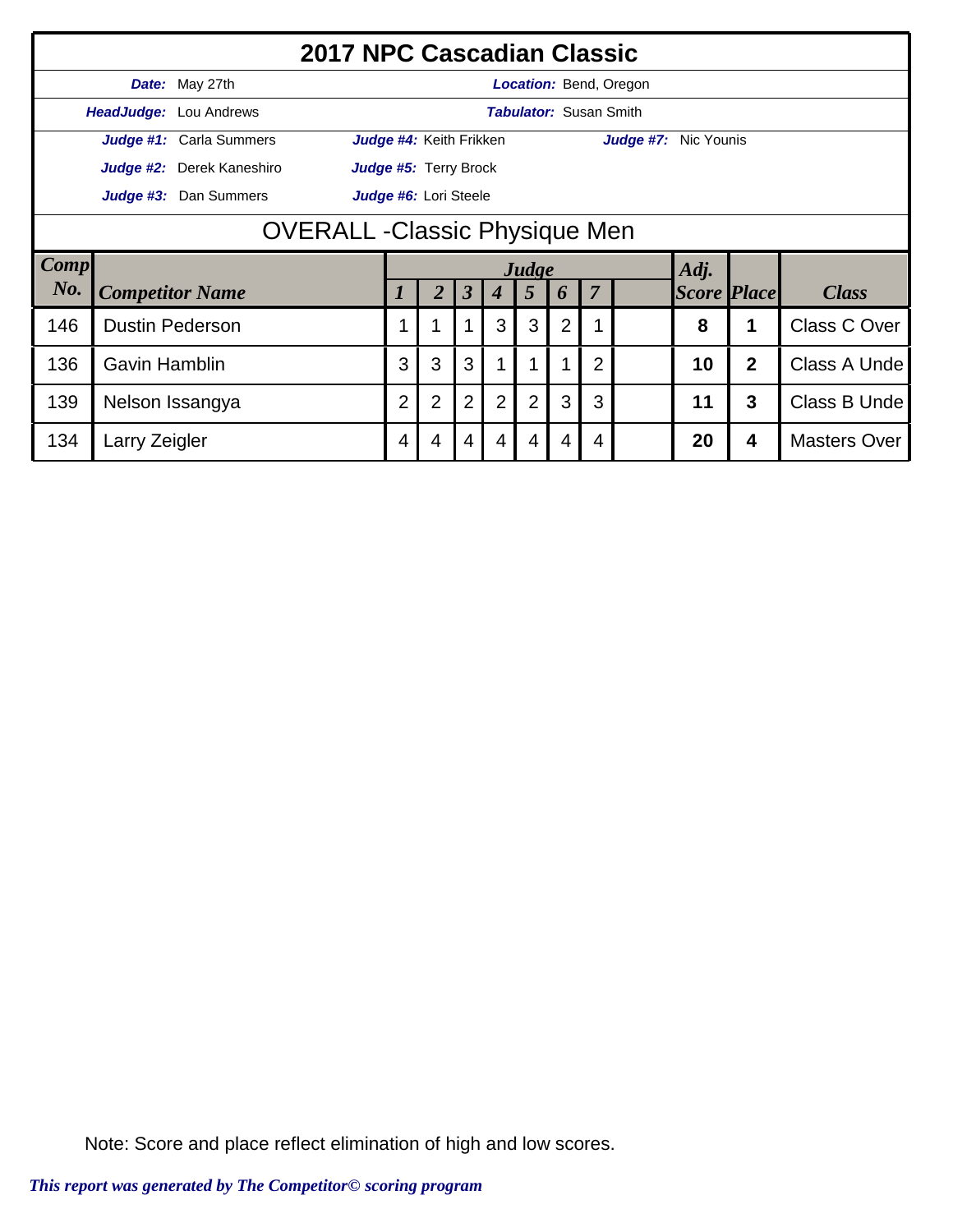# 2017 NPC Cascadian Classic

**Date:** May 27th | **Location:** Bend, Oregon

**HeadJudge:** Lou Andrews | **Tabulator:** Susan Smith

**Judge #1:** Carla Summers | **Judge #4:** Keith Frikken | **Judge #7:** Nic Younis

**Judge #2:** Derek Kaneshiro | **Judge #5:** Terry Brock

**Judge #3:** Dan Summers | **Judge #6:** Lori Steele

## OVERALL -Classic Physique Men

| Comp No. | Competitor Name | Judge 1 | 2 | 3 | 4 | 5 | 6 | 7 | | Adj. Score | Place | Class |
|---|---|---|---|---|---|---|---|---|---|---|---|---|
| 146 | Dustin Pederson | 1 | 1 | 1 | 3 | 3 | 2 | 1 | | 8 | 1 | Class C Over |
| 136 | Gavin Hamblin | 3 | 3 | 3 | 1 | 1 | 1 | 2 | | 10 | 2 | Class A Unde |
| 139 | Nelson Issangya | 2 | 2 | 2 | 2 | 2 | 3 | 3 | | 11 | 3 | Class B Unde |
| 134 | Larry Zeigler | 4 | 4 | 4 | 4 | 4 | 4 | 4 | | 20 | 4 | Masters Over |

Note: Score and place reflect elimination of high and low scores.

*This report was generated by The Competitor© scoring program*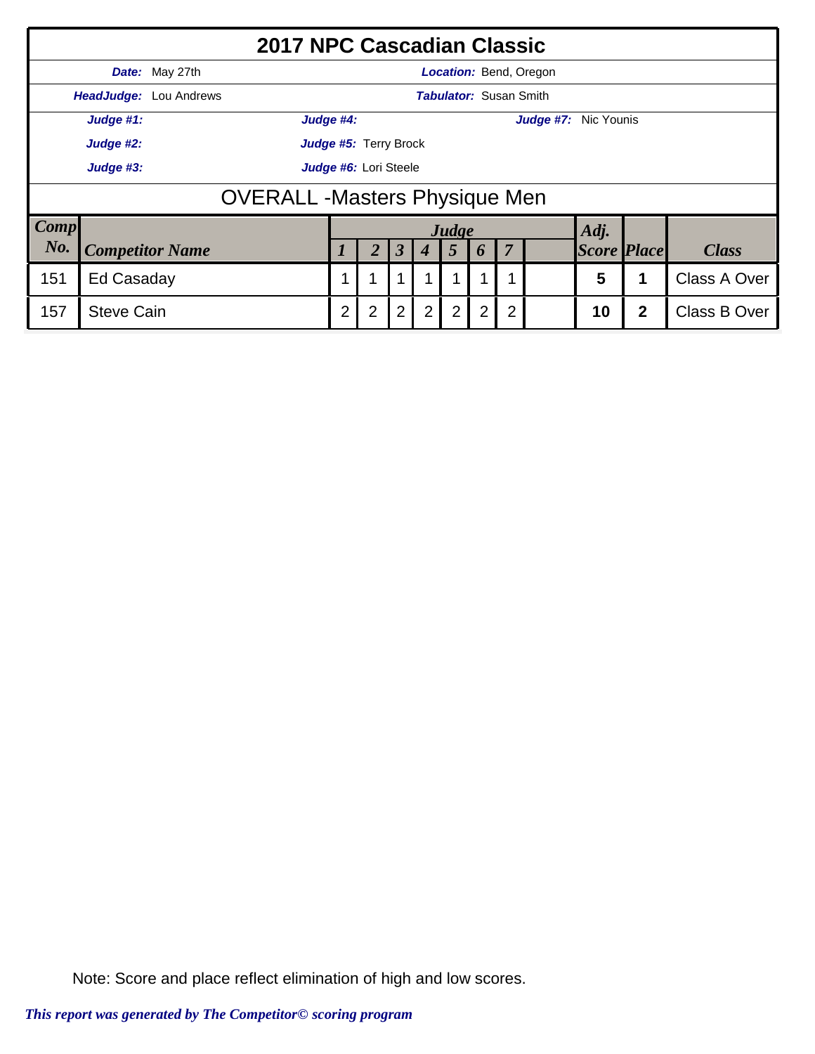# 2017 NPC Cascadian Classic

**Date:** May 27th | **Location:** Bend, Oregon

**HeadJudge:** Lou Andrews | **Tabulator:** Susan Smith

**Judge #1:** | **Judge #4:** | **Judge #7:** Nic Younis

**Judge #2:** | **Judge #5:** Terry Brock

**Judge #3:** | **Judge #6:** Lori Steele

## OVERALL -Masters Physique Men

| Comp No. | Competitor Name | Judge 1 | 2 | 3 | 4 | 5 | 6 | 7 | | Adj. Score | Place | Class |
|---|---|---|---|---|---|---|---|---|---|---|---|---|
| 151 | Ed Casaday | 1 | 1 | 1 | 1 | 1 | 1 | 1 | | **5** | **1** | Class A Over |
| 157 | Steve Cain | 2 | 2 | 2 | 2 | 2 | 2 | 2 | | **10** | **2** | Class B Over |

Note: Score and place reflect elimination of high and low scores.

*This report was generated by The Competitor© scoring program*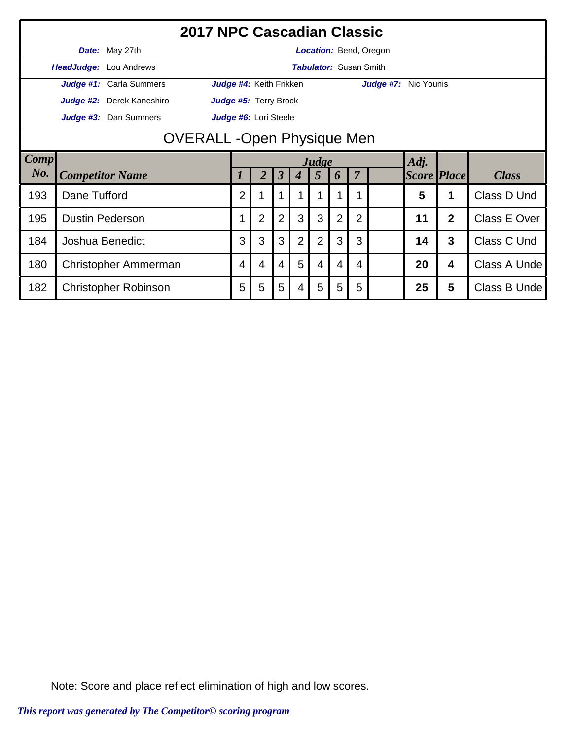# 2017 NPC Cascadian Classic

**Date:** May 27th  **Location:** Bend, Oregon

**HeadJudge:** Lou Andrews  **Tabulator:** Susan Smith

**Judge #1:** Carla Summers  **Judge #4:** Keith Frikken  **Judge #7:** Nic Younis

**Judge #2:** Derek Kaneshiro  **Judge #5:** Terry Brock

**Judge #3:** Dan Summers  **Judge #6:** Lori Steele

## OVERALL -Open Physique Men

| Comp No. | Competitor Name | Judge 1 | 2 | 3 | 4 | 5 | 6 | 7 | | Adj. Score | Place | Class |
|---|---|---|---|---|---|---|---|---|---|---|---|---|
| 193 | Dane Tufford | 2 | 1 | 1 | 1 | 1 | 1 | 1 | | 5 | 1 | Class D Und |
| 195 | Dustin Pederson | 1 | 2 | 2 | 3 | 3 | 2 | 2 | | 11 | 2 | Class E Over |
| 184 | Joshua Benedict | 3 | 3 | 3 | 2 | 2 | 3 | 3 | | 14 | 3 | Class C Und |
| 180 | Christopher Ammerman | 4 | 4 | 4 | 5 | 4 | 4 | 4 | | 20 | 4 | Class A Unde |
| 182 | Christopher Robinson | 5 | 5 | 5 | 4 | 5 | 5 | 5 | | 25 | 5 | Class B Unde |

Note: Score and place reflect elimination of high and low scores.

*This report was generated by The Competitor© scoring program*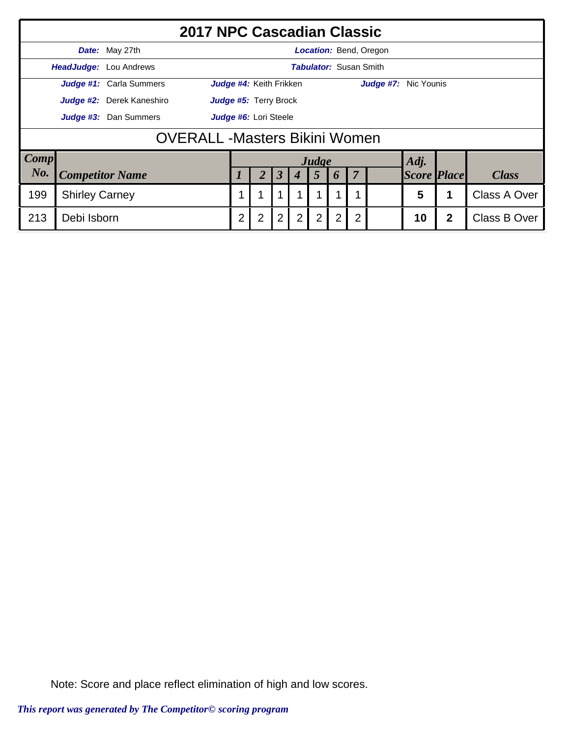# 2017 NPC Cascadian Classic

**Date:** May 27th **Location:** Bend, Oregon

**HeadJudge:** Lou Andrews **Tabulator:** Susan Smith

**Judge #1:** Carla Summers **Judge #4:** Keith Frikken **Judge #7:** Nic Younis

**Judge #2:** Derek Kaneshiro **Judge #5:** Terry Brock

**Judge #3:** Dan Summers **Judge #6:** Lori Steele

## OVERALL -Masters Bikini Women

| Comp No. | Competitor Name | Judge 1 | 2 | 3 | 4 | 5 | 6 | 7 | | Adj. Score | Place | Class |
|---|---|---|---|---|---|---|---|---|---|---|---|---|
| 199 | Shirley Carney | 1 | 1 | 1 | 1 | 1 | 1 | 1 | | 5 | 1 | Class A Over |
| 213 | Debi Isborn | 2 | 2 | 2 | 2 | 2 | 2 | 2 | | 10 | 2 | Class B Over |

Note: Score and place reflect elimination of high and low scores.

*This report was generated by The Competitor© scoring program*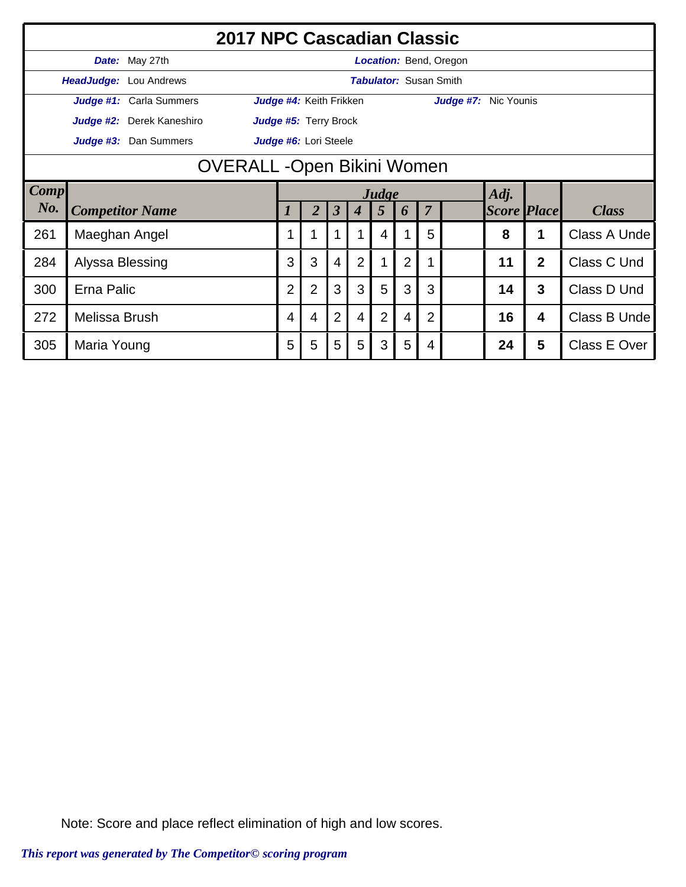# 2017 NPC Cascadian Classic

**Date:** May 27th | **Location:** Bend, Oregon

**HeadJudge:** Lou Andrews | **Tabulator:** Susan Smith

**Judge #1:** Carla Summers | **Judge #4:** Keith Frikken | **Judge #7:** Nic Younis

**Judge #2:** Derek Kaneshiro | **Judge #5:** Terry Brock

**Judge #3:** Dan Summers | **Judge #6:** Lori Steele

## OVERALL -Open Bikini Women

| Comp No. | Competitor Name | Judge 1 | 2 | 3 | 4 | 5 | 6 | 7 | | Adj. Score | Place | Class |
|---|---|---|---|---|---|---|---|---|---|---|---|---|
| 261 | Maeghan Angel | 1 | 1 | 1 | 1 | 4 | 1 | 5 | | **8** | **1** | Class A Unde |
| 284 | Alyssa Blessing | 3 | 3 | 4 | 2 | 1 | 2 | 1 | | **11** | **2** | Class C Und |
| 300 | Erna Palic | 2 | 2 | 3 | 3 | 5 | 3 | 3 | | **14** | **3** | Class D Und |
| 272 | Melissa Brush | 4 | 4 | 2 | 4 | 2 | 4 | 2 | | **16** | **4** | Class B Unde |
| 305 | Maria Young | 5 | 5 | 5 | 5 | 3 | 5 | 4 | | **24** | **5** | Class E Over |

Note: Score and place reflect elimination of high and low scores.

*This report was generated by The Competitor© scoring program*